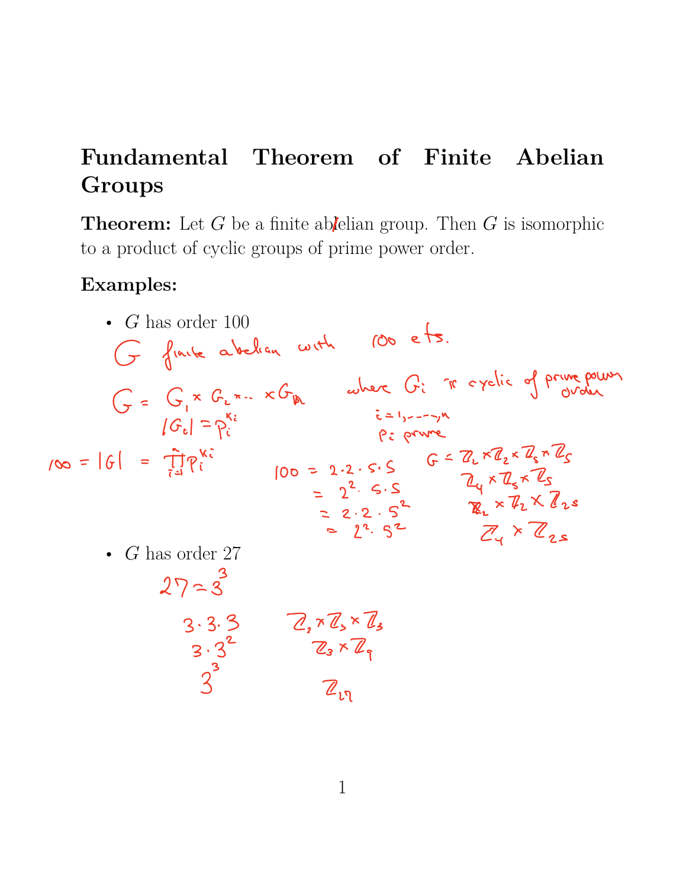# Fundamental Theorem of Finite Abelian Groups

**Theorem:** Let $G$ be a finite abelian group. Then $G$ is isomorphic to a product of cyclic groups of prime power order.

**Examples:**

- $G$ has order 100

  $G$ finite abelian with 100 elts.

  $G = G_1 \times G_2 \times \cdots \times G_n$ where $G_i$ is cyclic of prime power order

  $|G_i| = p_i^{k_i}$ $\quad i = 1, \ldots, n$ $\quad p_i$ prime

  $100 = |G| = \prod_{i=1}^{n} p_i^{k_i}$

  $100 = 2 \cdot 2 \cdot 5 \cdot 5 \qquad G = \mathbb{Z}_2 \times \mathbb{Z}_2 \times \mathbb{Z}_5 \times \mathbb{Z}_5$

  $\quad = 2^2 \cdot 5 \cdot 5 \qquad \mathbb{Z}_4 \times \mathbb{Z}_5 \times \mathbb{Z}_5$

  $\quad = 2 \cdot 2 \cdot 5^2 \qquad \mathbb{Z}_2 \times \mathbb{Z}_2 \times \mathbb{Z}_{25}$

  $\quad = 2^2 \cdot 5^2 \qquad \mathbb{Z}_4 \times \mathbb{Z}_{25}$

- $G$ has order 27

  $27 = 3^3$

  $3 \cdot 3 \cdot 3 \qquad \mathbb{Z}_3 \times \mathbb{Z}_3 \times \mathbb{Z}_3$

  $3 \cdot 3^2 \qquad \mathbb{Z}_3 \times \mathbb{Z}_9$

  $3^3 \qquad \mathbb{Z}_{27}$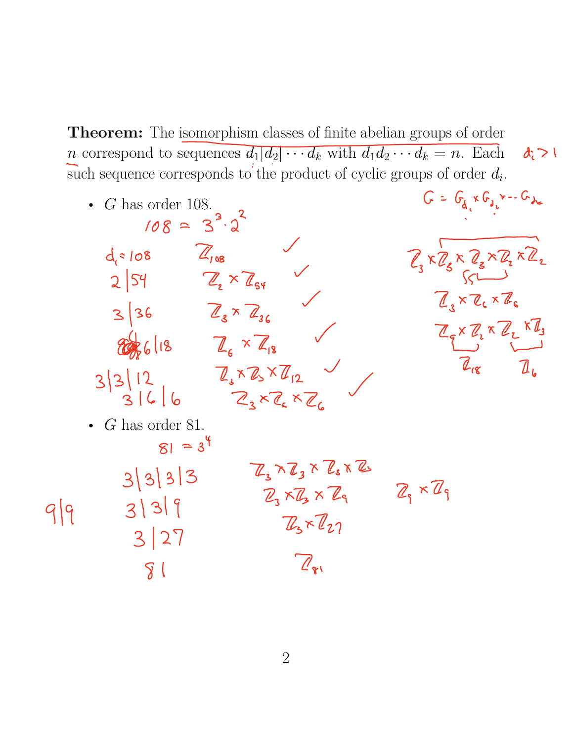**Theorem:** The isomorphism classes of finite abelian groups of order $n$ correspond to sequences $d_1 | d_2 | \cdots d_k$ with $d_1 d_2 \cdots d_k = n$. Each such sequence corresponds to the product of cyclic groups of order $d_i$.

$d_i > 1$

$G = G_{d_1} \times G_{d_2} \times \cdots G_{d_k}$

- $G$ has order 108.

  $108 = 3^3 \cdot 2^2$

  | | | |
  |---|---|---|
  | $d_1 = 108$ | $\mathbb{Z}_{108}$ | ✓ |
  | $2 \| 54$ | $\mathbb{Z}_2 \times \mathbb{Z}_{54}$ | ✓ |
  | $3 \| 36$ | $\mathbb{Z}_3 \times \mathbb{Z}_{36}$ | ✓ |
  | $6 \| 18$ | $\mathbb{Z}_6 \times \mathbb{Z}_{18}$ | ✓ |
  | $3 \| 3 \| 12$ | $\mathbb{Z}_3 \times \mathbb{Z}_3 \times \mathbb{Z}_{12}$ | ✓ |
  | $3 \| 6 \| 6$ | $\mathbb{Z}_3 \times \mathbb{Z}_6 \times \mathbb{Z}_6$ | ✓ |

  $\mathbb{Z}_3 \times \mathbb{Z}_3 \times \mathbb{Z}_3 \times \mathbb{Z}_2 \times \mathbb{Z}_2$

  $\mathbb{Z}_3 \times \mathbb{Z}_6 \times \mathbb{Z}_6$

  $\mathbb{Z}_9 \times \mathbb{Z}_2 \times \mathbb{Z}_2 \times \mathbb{Z}_3$

  $\mathbb{Z}_{18}$ $\quad \mathbb{Z}_6$

- $G$ has order 81.

  $81 = 3^4$

  | | | |
  |---|---|---|
  | $3 \| 3 \| 3 \| 3$ | $\mathbb{Z}_3 \times \mathbb{Z}_3 \times \mathbb{Z}_3 \times \mathbb{Z}_3$ | |
  | $3 \| 3 \| 9$ | $\mathbb{Z}_3 \times \mathbb{Z}_3 \times \mathbb{Z}_9$ | |
  | $9 \| 9$ | | $\mathbb{Z}_9 \times \mathbb{Z}_9$ |
  | $3 \| 27$ | $\mathbb{Z}_3 \times \mathbb{Z}_{27}$ | |
  | $81$ | $\mathbb{Z}_{81}$ | |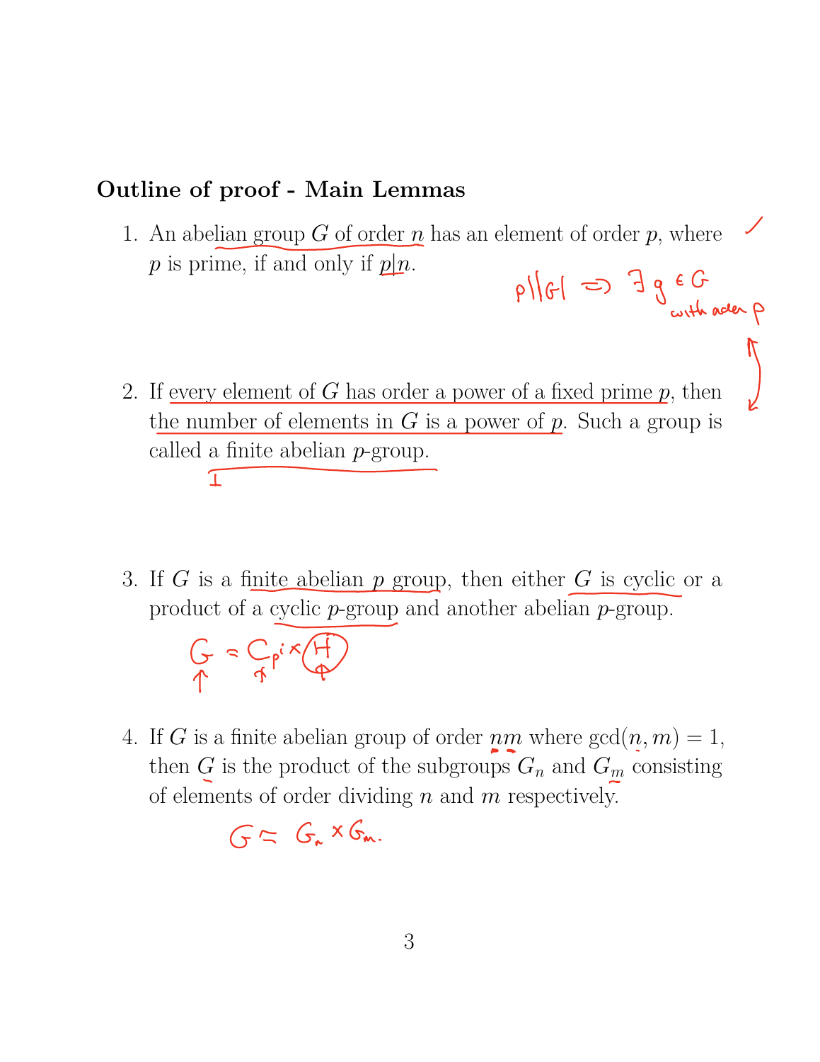## Outline of proof - Main Lemmas

1. An abelian group $G$ of order $n$ has an element of order $p$, where $p$ is prime, if and only if $p|n$.

   $p \,|\, |G| \Rightarrow \exists\, g \in G$ with order $p$

2. If every element of $G$ has order a power of a fixed prime $p$, then the number of elements in $G$ is a power of $p$. Such a group is called a finite abelian $p$-group.

3. If $G$ is a finite abelian $p$ group, then either $G$ is cyclic or a product of a cyclic $p$-group and another abelian $p$-group.

   $G = C_{p^i} \times H$

4. If $G$ is a finite abelian group of order $nm$ where $\gcd(n, m) = 1$, then $G$ is the product of the subgroups $G_n$ and $G_m$ consisting of elements of order dividing $n$ and $m$ respectively.

   $G \simeq G_n \times G_m.$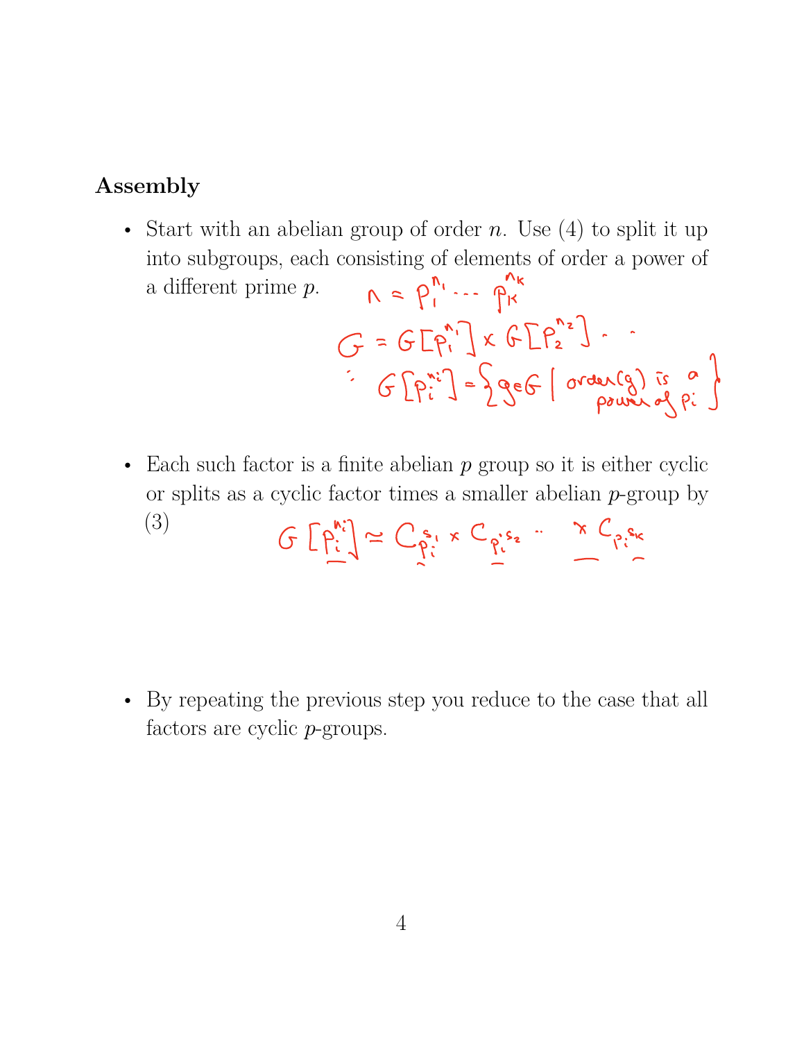## Assembly

- Start with an abelian group of order $n$. Use (4) to split it up into subgroups, each consisting of elements of order a power of a different prime $p$.

  $$n = p_1^{n_1} \cdots p_k^{n_k}$$

  $$G = G[p_1^{n_1}] \times G[p_2^{n_2}] \cdots$$

  $$\therefore \; G[p_i^{n_i}] = \{ g \in G \mid \text{order}(g) \text{ is a power of } p_i \}$$

- Each such factor is a finite abelian $p$ group so it is either cyclic or splits as a cyclic factor times a smaller abelian $p$-group by (3)

  $$G[p_i^{n_i}] \simeq C_{p_i^{s_1}} \times C_{p_i^{s_2}} \cdots \times C_{p_i^{s_k}}$$

- By repeating the previous step you reduce to the case that all factors are cyclic $p$-groups.